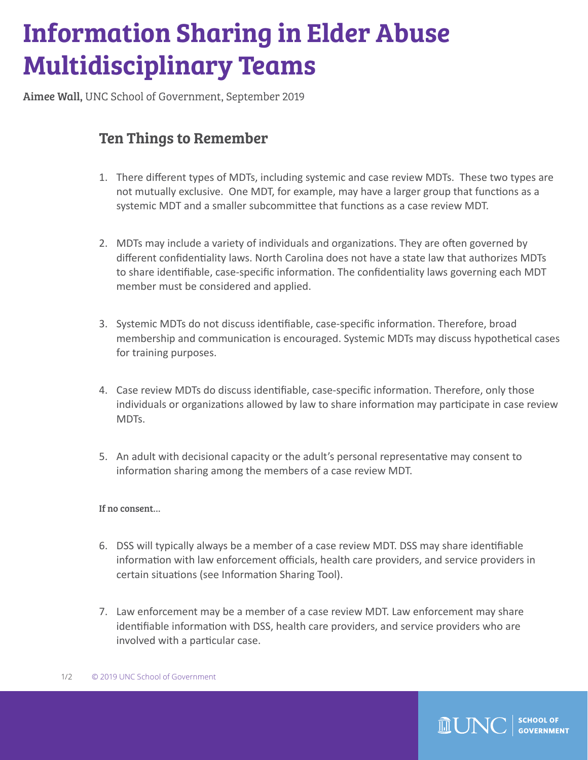# Information Sharing in Elder Abuse Multidisciplinary Teams

**Aimee Wall,** UNC School of Government, September 2019

## Ten Things to Remember

1. There different types of MDTs, including systemic and case review MDTs. These two types are not mutually exclusive. One MDT, for example, may have a larger group that functions as a systemic MDT and a smaller subcommittee that functions as a case review MDT.

2. MDTs may include a variety of individuals and organizations. They are often governed by different confidentiality laws. North Carolina does not have a state law that authorizes MDTs to share identifiable, case-specific information. The confidentiality laws governing each MDT member must be considered and applied.

3. Systemic MDTs do not discuss identifiable, case-specific information. Therefore, broad membership and communication is encouraged. Systemic MDTs may discuss hypothetical cases for training purposes.

4. Case review MDTs do discuss identifiable, case-specific information. Therefore, only those individuals or organizations allowed by law to share information may participate in case review MDTs.

5. An adult with decisional capacity or the adult's personal representative may consent to information sharing among the members of a case review MDT.

**If no consent...**

6. DSS will typically always be a member of a case review MDT. DSS may share identifiable information with law enforcement officials, health care providers, and service providers in certain situations (see Information Sharing Tool).

7. Law enforcement may be a member of a case review MDT. Law enforcement may share identifiable information with DSS, health care providers, and service providers who are involved with a particular case.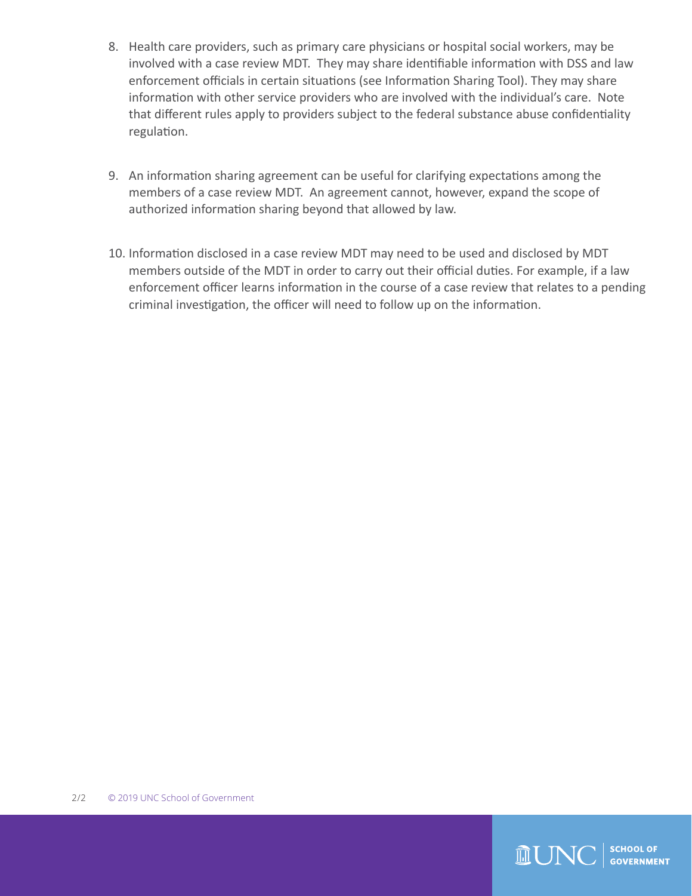8. Health care providers, such as primary care physicians or hospital social workers, may be involved with a case review MDT. They may share identifiable information with DSS and law enforcement officials in certain situations (see Information Sharing Tool). They may share information with other service providers who are involved with the individual's care. Note that different rules apply to providers subject to the federal substance abuse confidentiality regulation.

9. An information sharing agreement can be useful for clarifying expectations among the members of a case review MDT. An agreement cannot, however, expand the scope of authorized information sharing beyond that allowed by law.

10. Information disclosed in a case review MDT may need to be used and disclosed by MDT members outside of the MDT in order to carry out their official duties. For example, if a law enforcement officer learns information in the course of a case review that relates to a pending criminal investigation, the officer will need to follow up on the information.